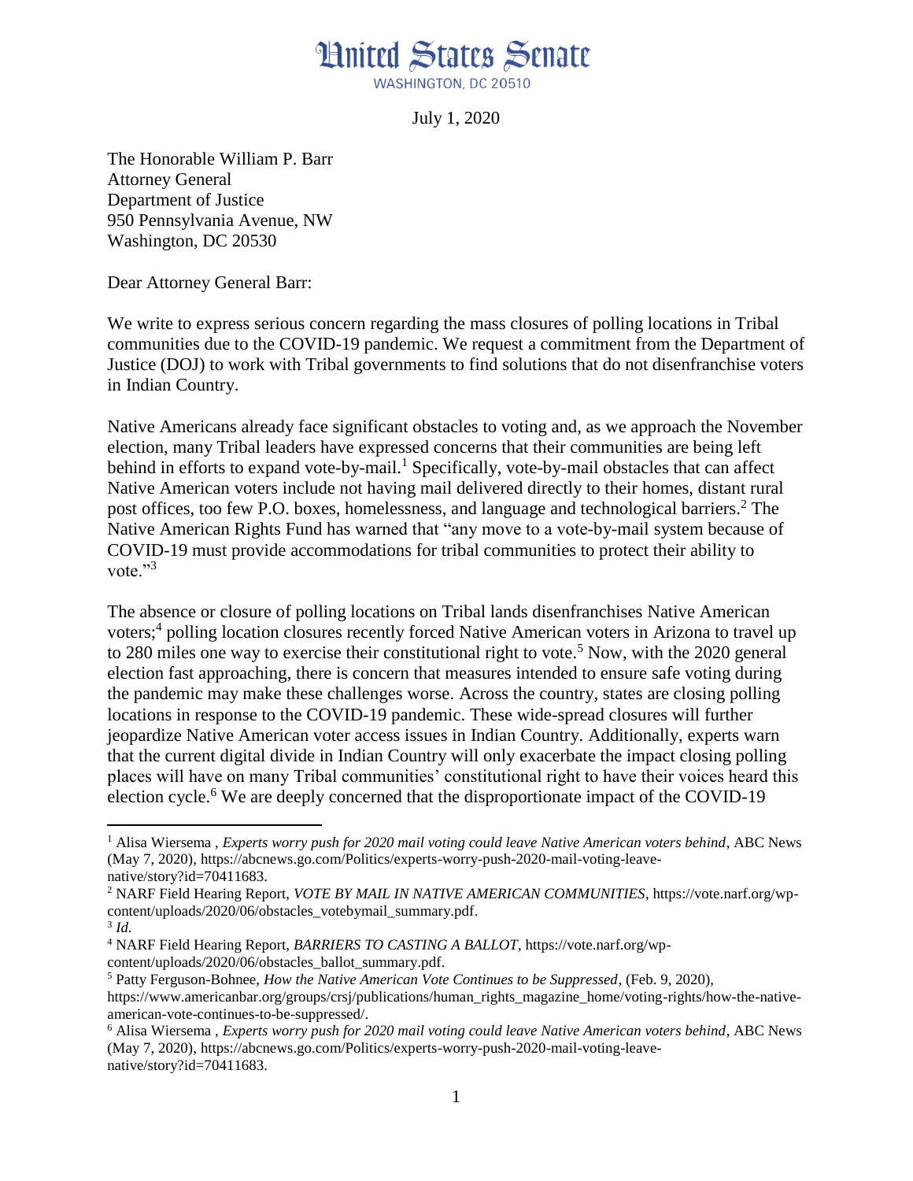# United States Senate

WASHINGTON, DC 20510

July 1, 2020

The Honorable William P. Barr
Attorney General
Department of Justice
950 Pennsylvania Avenue, NW
Washington, DC 20530

Dear Attorney General Barr:

We write to express serious concern regarding the mass closures of polling locations in Tribal communities due to the COVID-19 pandemic. We request a commitment from the Department of Justice (DOJ) to work with Tribal governments to find solutions that do not disenfranchise voters in Indian Country.

Native Americans already face significant obstacles to voting and, as we approach the November election, many Tribal leaders have expressed concerns that their communities are being left behind in efforts to expand vote-by-mail.[1] Specifically, vote-by-mail obstacles that can affect Native American voters include not having mail delivered directly to their homes, distant rural post offices, too few P.O. boxes, homelessness, and language and technological barriers.[2] The Native American Rights Fund has warned that "any move to a vote-by-mail system because of COVID-19 must provide accommodations for tribal communities to protect their ability to vote."[3]

The absence or closure of polling locations on Tribal lands disenfranchises Native American voters;[4] polling location closures recently forced Native American voters in Arizona to travel up to 280 miles one way to exercise their constitutional right to vote.[5] Now, with the 2020 general election fast approaching, there is concern that measures intended to ensure safe voting during the pandemic may make these challenges worse. Across the country, states are closing polling locations in response to the COVID-19 pandemic. These wide-spread closures will further jeopardize Native American voter access issues in Indian Country. Additionally, experts warn that the current digital divide in Indian Country will only exacerbate the impact closing polling places will have on many Tribal communities' constitutional right to have their voices heard this election cycle.[6] We are deeply concerned that the disproportionate impact of the COVID-19

---

[1] Alisa Wiersema , *Experts worry push for 2020 mail voting could leave Native American voters behind*, ABC News (May 7, 2020), https://abcnews.go.com/Politics/experts-worry-push-2020-mail-voting-leave-native/story?id=70411683.

[2] NARF Field Hearing Report, *VOTE BY MAIL IN NATIVE AMERICAN COMMUNITIES*, https://vote.narf.org/wp-content/uploads/2020/06/obstacles_votebymail_summary.pdf.

[3] *Id.*

[4] NARF Field Hearing Report, *BARRIERS TO CASTING A BALLOT*, https://vote.narf.org/wp-content/uploads/2020/06/obstacles_ballot_summary.pdf.

[5] Patty Ferguson-Bohnee, *How the Native American Vote Continues to be Suppressed*, (Feb. 9, 2020), https://www.americanbar.org/groups/crsj/publications/human_rights_magazine_home/voting-rights/how-the-native-american-vote-continues-to-be-suppressed/.

[6] Alisa Wiersema , *Experts worry push for 2020 mail voting could leave Native American voters behind*, ABC News (May 7, 2020), https://abcnews.go.com/Politics/experts-worry-push-2020-mail-voting-leave-native/story?id=70411683.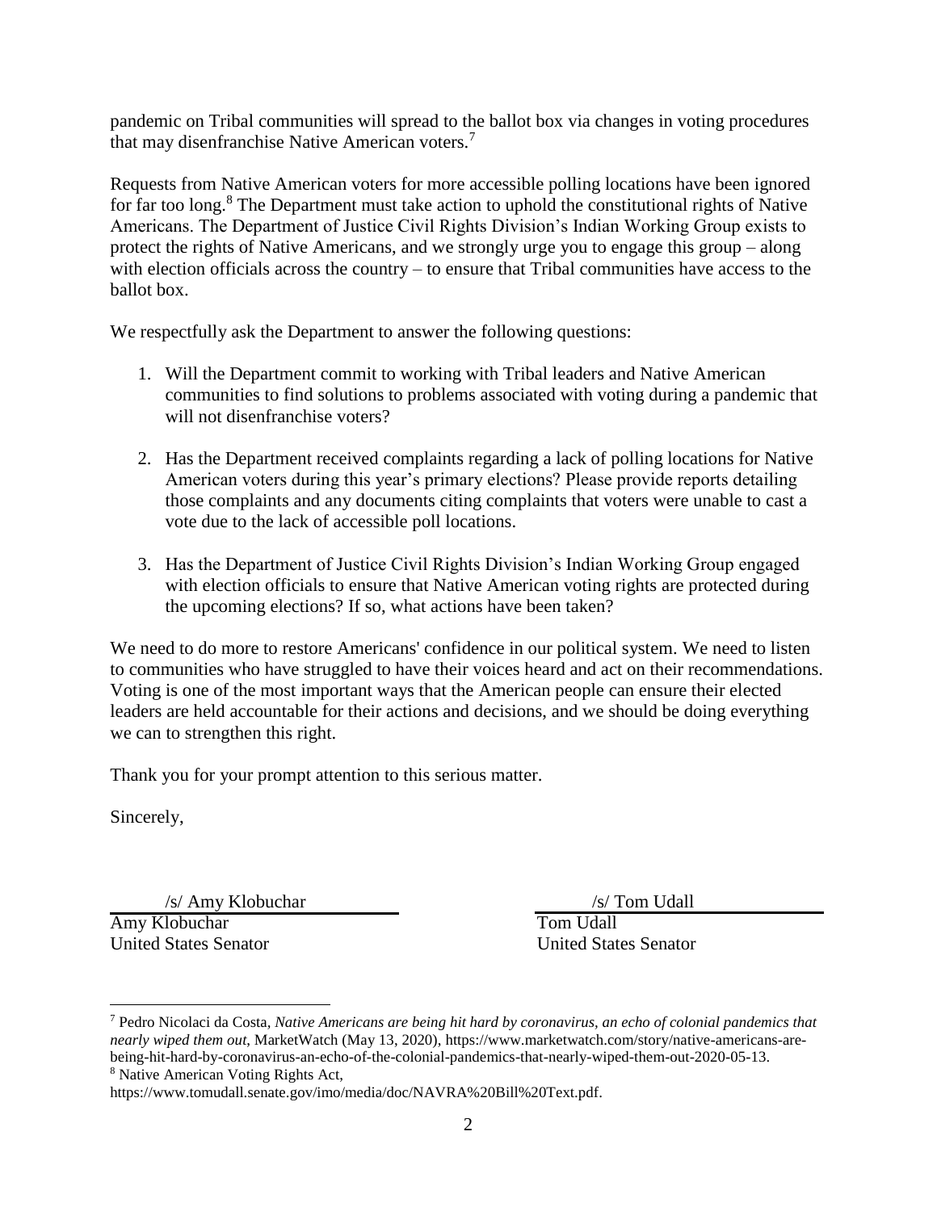pandemic on Tribal communities will spread to the ballot box via changes in voting procedures that may disenfranchise Native American voters.[7]

Requests from Native American voters for more accessible polling locations have been ignored for far too long.[8] The Department must take action to uphold the constitutional rights of Native Americans. The Department of Justice Civil Rights Division's Indian Working Group exists to protect the rights of Native Americans, and we strongly urge you to engage this group – along with election officials across the country – to ensure that Tribal communities have access to the ballot box.

We respectfully ask the Department to answer the following questions:

1. Will the Department commit to working with Tribal leaders and Native American communities to find solutions to problems associated with voting during a pandemic that will not disenfranchise voters?

2. Has the Department received complaints regarding a lack of polling locations for Native American voters during this year's primary elections? Please provide reports detailing those complaints and any documents citing complaints that voters were unable to cast a vote due to the lack of accessible poll locations.

3. Has the Department of Justice Civil Rights Division's Indian Working Group engaged with election officials to ensure that Native American voting rights are protected during the upcoming elections? If so, what actions have been taken?

We need to do more to restore Americans' confidence in our political system. We need to listen to communities who have struggled to have their voices heard and act on their recommendations. Voting is one of the most important ways that the American people can ensure their elected leaders are held accountable for their actions and decisions, and we should be doing everything we can to strengthen this right.

Thank you for your prompt attention to this serious matter.

Sincerely,

/s/ Amy Klobuchar
Amy Klobuchar
United States Senator

/s/ Tom Udall
Tom Udall
United States Senator

---

[7] Pedro Nicolaci da Costa, *Native Americans are being hit hard by coronavirus, an echo of colonial pandemics that nearly wiped them out*, MarketWatch (May 13, 2020), https://www.marketwatch.com/story/native-americans-are-being-hit-hard-by-coronavirus-an-echo-of-the-colonial-pandemics-that-nearly-wiped-them-out-2020-05-13.

[8] Native American Voting Rights Act, https://www.tomudall.senate.gov/imo/media/doc/NAVRA%20Bill%20Text.pdf.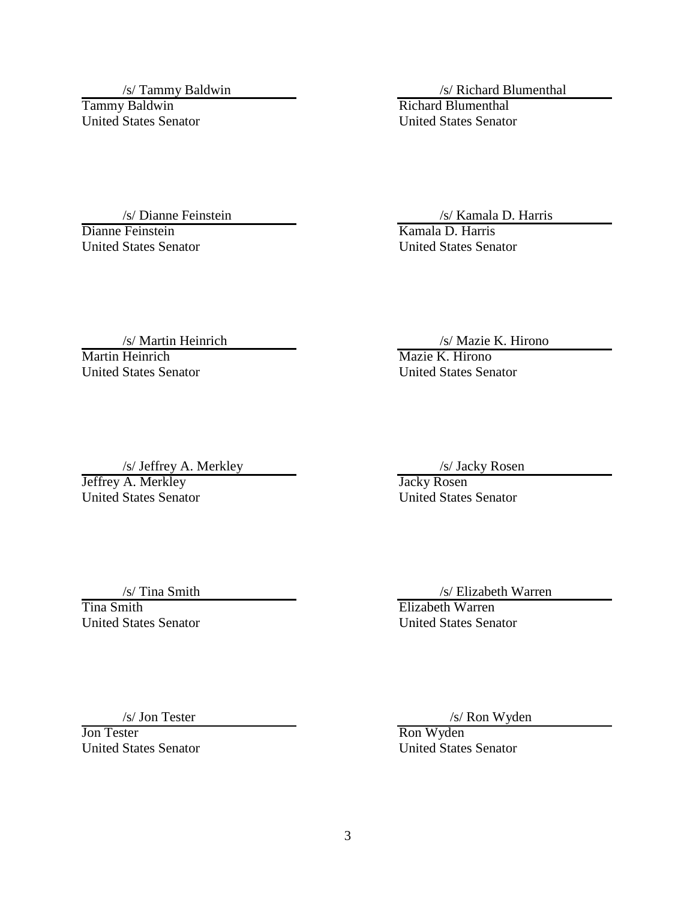/s/ Tammy Baldwin
Tammy Baldwin
United States Senator

/s/ Richard Blumenthal
Richard Blumenthal
United States Senator

/s/ Dianne Feinstein
Dianne Feinstein
United States Senator

/s/ Kamala D. Harris
Kamala D. Harris
United States Senator

/s/ Martin Heinrich
Martin Heinrich
United States Senator

/s/ Mazie K. Hirono
Mazie K. Hirono
United States Senator

/s/ Jeffrey A. Merkley
Jeffrey A. Merkley
United States Senator

/s/ Jacky Rosen
Jacky Rosen
United States Senator

/s/ Tina Smith
Tina Smith
United States Senator

/s/ Elizabeth Warren
Elizabeth Warren
United States Senator

/s/ Jon Tester
Jon Tester
United States Senator

/s/ Ron Wyden
Ron Wyden
United States Senator